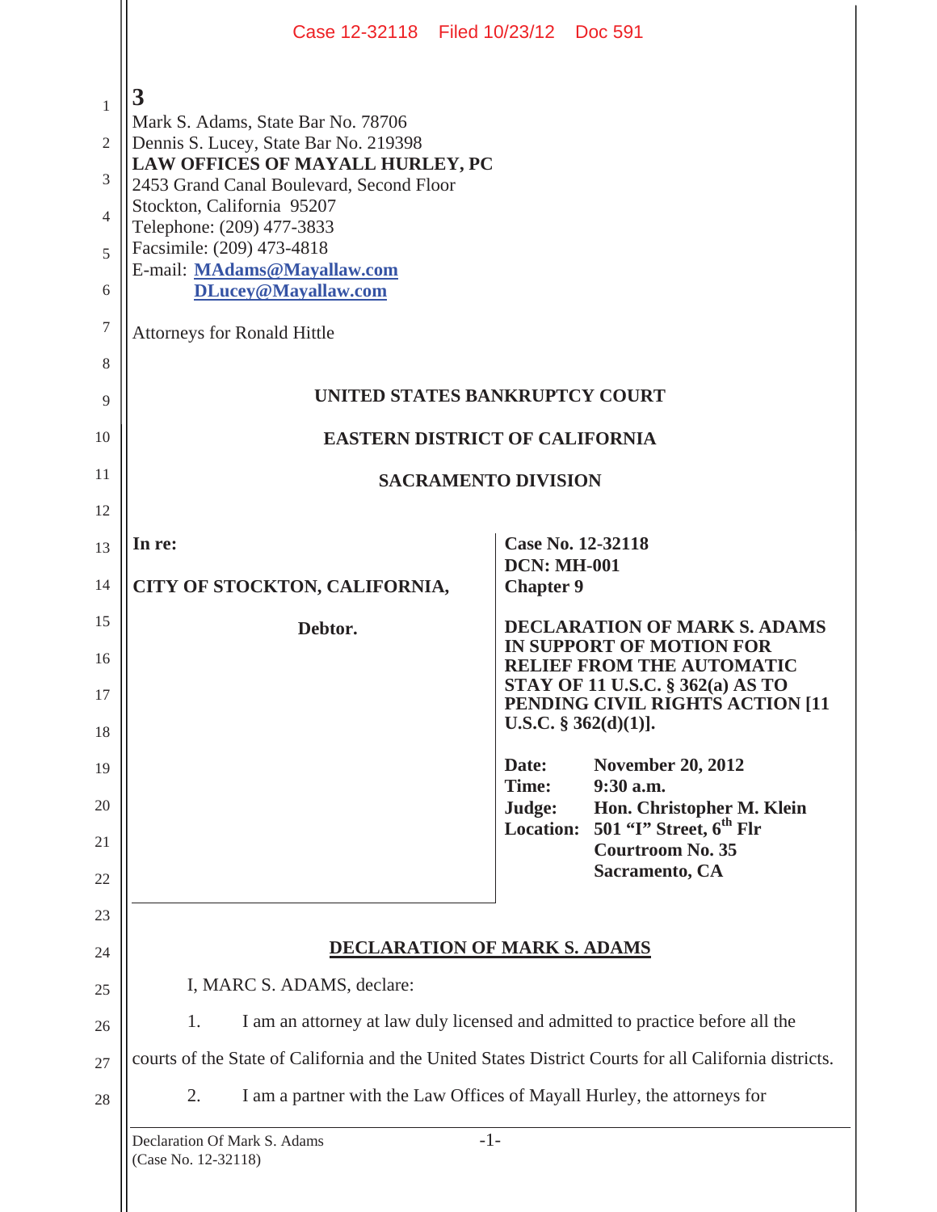3

Mark S. Adams, State Bar No. 78706
Dennis S. Lucey, State Bar No. 219398
**LAW OFFICES OF MAYALL HURLEY, PC**
2453 Grand Canal Boulevard, Second Floor
Stockton, California 95207
Telephone: (209) 477-3833
Facsimile: (209) 473-4818
E-mail: **MAdams@Mayallaw.com**
**DLucey@Mayallaw.com**

Attorneys for Ronald Hittle

**UNITED STATES BANKRUPTCY COURT**

**EASTERN DISTRICT OF CALIFORNIA**

**SACRAMENTO DIVISION**

| | |
|---|---|
| **In re:**<br><br>**CITY OF STOCKTON, CALIFORNIA,**<br><br>**Debtor.** | **Case No. 12-32118**<br>**DCN: MH-001**<br>**Chapter 9**<br><br>**DECLARATION OF MARK S. ADAMS IN SUPPORT OF MOTION FOR RELIEF FROM THE AUTOMATIC STAY OF 11 U.S.C. § 362(a) AS TO PENDING CIVIL RIGHTS ACTION [11 U.S.C. § 362(d)(1)].**<br><br>**Date:** November 20, 2012<br>**Time:** 9:30 a.m.<br>**Judge:** Hon. Christopher M. Klein<br>**Location:** 501 "I" Street, 6th Flr, Courtroom No. 35, Sacramento, CA |

## DECLARATION OF MARK S. ADAMS

I, MARC S. ADAMS, declare:

1. I am an attorney at law duly licensed and admitted to practice before all the courts of the State of California and the United States District Courts for all California districts.

2. I am a partner with the Law Offices of Mayall Hurley, the attorneys for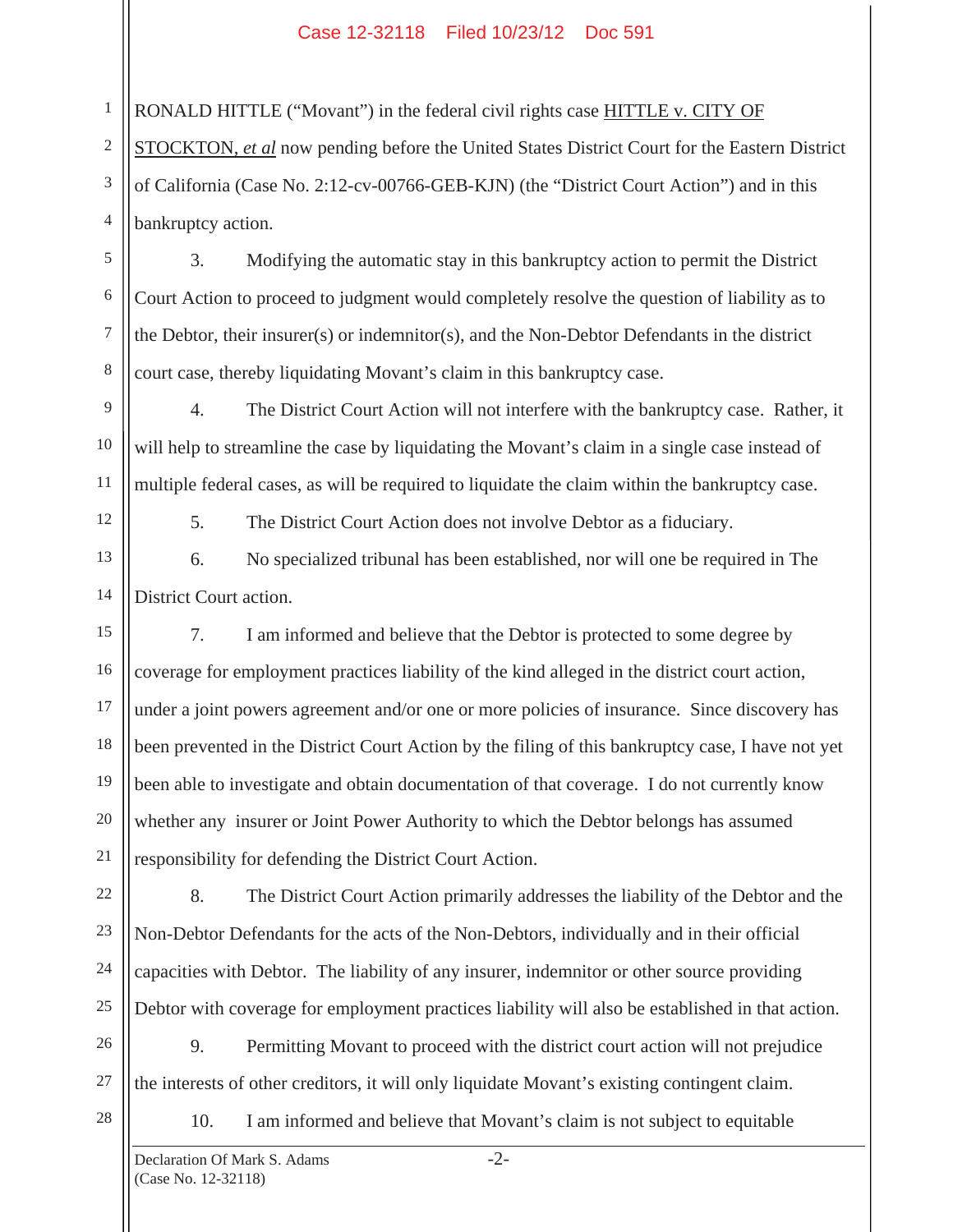RONALD HITTLE ("Movant") in the federal civil rights case HITTLE v. CITY OF STOCKTON, *et al* now pending before the United States District Court for the Eastern District of California (Case No. 2:12-cv-00766-GEB-KJN) (the "District Court Action") and in this bankruptcy action.

3. Modifying the automatic stay in this bankruptcy action to permit the District Court Action to proceed to judgment would completely resolve the question of liability as to the Debtor, their insurer(s) or indemnitor(s), and the Non-Debtor Defendants in the district court case, thereby liquidating Movant's claim in this bankruptcy case.

4. The District Court Action will not interfere with the bankruptcy case. Rather, it will help to streamline the case by liquidating the Movant's claim in a single case instead of multiple federal cases, as will be required to liquidate the claim within the bankruptcy case.

5. The District Court Action does not involve Debtor as a fiduciary.

6. No specialized tribunal has been established, nor will one be required in The District Court action.

7. I am informed and believe that the Debtor is protected to some degree by coverage for employment practices liability of the kind alleged in the district court action, under a joint powers agreement and/or one or more policies of insurance. Since discovery has been prevented in the District Court Action by the filing of this bankruptcy case, I have not yet been able to investigate and obtain documentation of that coverage. I do not currently know whether any insurer or Joint Power Authority to which the Debtor belongs has assumed responsibility for defending the District Court Action.

8. The District Court Action primarily addresses the liability of the Debtor and the Non-Debtor Defendants for the acts of the Non-Debtors, individually and in their official capacities with Debtor. The liability of any insurer, indemnitor or other source providing Debtor with coverage for employment practices liability will also be established in that action.

9. Permitting Movant to proceed with the district court action will not prejudice the interests of other creditors, it will only liquidate Movant's existing contingent claim.

10. I am informed and believe that Movant's claim is not subject to equitable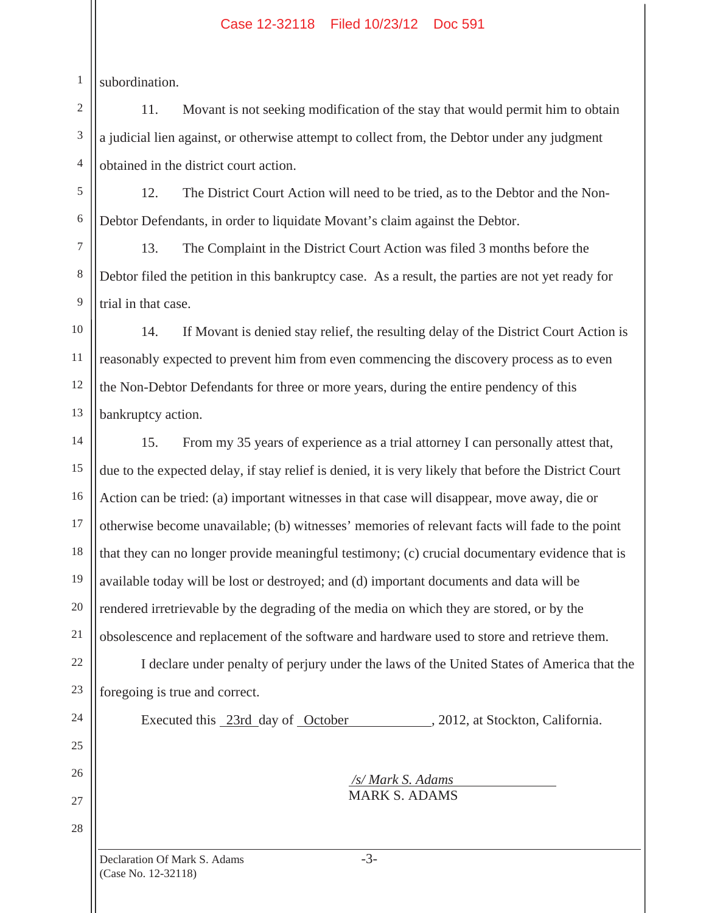subordination.

11. Movant is not seeking modification of the stay that would permit him to obtain a judicial lien against, or otherwise attempt to collect from, the Debtor under any judgment obtained in the district court action.

12. The District Court Action will need to be tried, as to the Debtor and the Non-Debtor Defendants, in order to liquidate Movant's claim against the Debtor.

13. The Complaint in the District Court Action was filed 3 months before the Debtor filed the petition in this bankruptcy case. As a result, the parties are not yet ready for trial in that case.

14. If Movant is denied stay relief, the resulting delay of the District Court Action is reasonably expected to prevent him from even commencing the discovery process as to even the Non-Debtor Defendants for three or more years, during the entire pendency of this bankruptcy action.

15. From my 35 years of experience as a trial attorney I can personally attest that, due to the expected delay, if stay relief is denied, it is very likely that before the District Court Action can be tried: (a) important witnesses in that case will disappear, move away, die or otherwise become unavailable; (b) witnesses' memories of relevant facts will fade to the point that they can no longer provide meaningful testimony; (c) crucial documentary evidence that is available today will be lost or destroyed; and (d) important documents and data will be rendered irretrievable by the degrading of the media on which they are stored, or by the obsolescence and replacement of the software and hardware used to store and retrieve them.

I declare under penalty of perjury under the laws of the United States of America that the foregoing is true and correct.

Executed this 23rd day of October, 2012, at Stockton, California.

*/s/ Mark S. Adams*
MARK S. ADAMS

Declaration Of Mark S. Adams
(Case No. 12-32118)